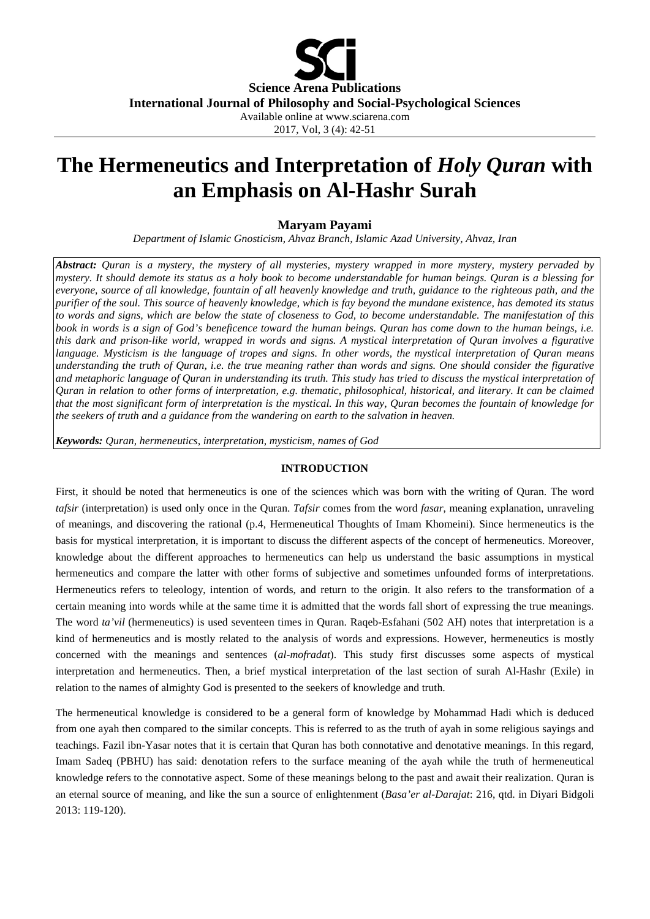Science Arena Publications
International Journal of Philosophy and Social-Psychological Sciences
Available online at www.sciarena.com
2017, Vol, 3 (4): 42-51

# The Hermeneutics and Interpretation of *Holy Quran* with an Emphasis on Al-Hashr Surah

**Maryam Payami**

*Department of Islamic Gnosticism, Ahvaz Branch, Islamic Azad University, Ahvaz, Iran*

***Abstract:*** *Quran is a mystery, the mystery of all mysteries, mystery wrapped in more mystery, mystery pervaded by mystery. It should demote its status as a holy book to become understandable for human beings. Quran is a blessing for everyone, source of all knowledge, fountain of all heavenly knowledge and truth, guidance to the righteous path, and the purifier of the soul. This source of heavenly knowledge, which is fay beyond the mundane existence, has demoted its status to words and signs, which are below the state of closeness to God, to become understandable. The manifestation of this book in words is a sign of God's beneficence toward the human beings. Quran has come down to the human beings, i.e. this dark and prison-like world, wrapped in words and signs. A mystical interpretation of Quran involves a figurative language. Mysticism is the language of tropes and signs. In other words, the mystical interpretation of Quran means understanding the truth of Quran, i.e. the true meaning rather than words and signs. One should consider the figurative and metaphoric language of Quran in understanding its truth. This study has tried to discuss the mystical interpretation of Quran in relation to other forms of interpretation, e.g. thematic, philosophical, historical, and literary. It can be claimed that the most significant form of interpretation is the mystical. In this way, Quran becomes the fountain of knowledge for the seekers of truth and a guidance from the wandering on earth to the salvation in heaven.*

***Keywords:*** *Quran, hermeneutics, interpretation, mysticism, names of God*

## INTRODUCTION

First, it should be noted that hermeneutics is one of the sciences which was born with the writing of Quran. The word *tafsir* (interpretation) is used only once in the Quran. *Tafsir* comes from the word *fasar*, meaning explanation, unraveling of meanings, and discovering the rational (p.4, Hermeneutical Thoughts of Imam Khomeini). Since hermeneutics is the basis for mystical interpretation, it is important to discuss the different aspects of the concept of hermeneutics. Moreover, knowledge about the different approaches to hermeneutics can help us understand the basic assumptions in mystical hermeneutics and compare the latter with other forms of subjective and sometimes unfounded forms of interpretations. Hermeneutics refers to teleology, intention of words, and return to the origin. It also refers to the transformation of a certain meaning into words while at the same time it is admitted that the words fall short of expressing the true meanings. The word *ta'vil* (hermeneutics) is used seventeen times in Quran. Raqeb-Esfahani (502 AH) notes that interpretation is a kind of hermeneutics and is mostly related to the analysis of words and expressions. However, hermeneutics is mostly concerned with the meanings and sentences (*al-mofradat*). This study first discusses some aspects of mystical interpretation and hermeneutics. Then, a brief mystical interpretation of the last section of surah Al-Hashr (Exile) in relation to the names of almighty God is presented to the seekers of knowledge and truth.

The hermeneutical knowledge is considered to be a general form of knowledge by Mohammad Hadi which is deduced from one ayah then compared to the similar concepts. This is referred to as the truth of ayah in some religious sayings and teachings. Fazil ibn-Yasar notes that it is certain that Quran has both connotative and denotative meanings. In this regard, Imam Sadeq (PBHU) has said: denotation refers to the surface meaning of the ayah while the truth of hermeneutical knowledge refers to the connotative aspect. Some of these meanings belong to the past and await their realization. Quran is an eternal source of meaning, and like the sun a source of enlightenment (*Basa'er al-Darajat*: 216, qtd. in Diyari Bidgoli 2013: 119-120).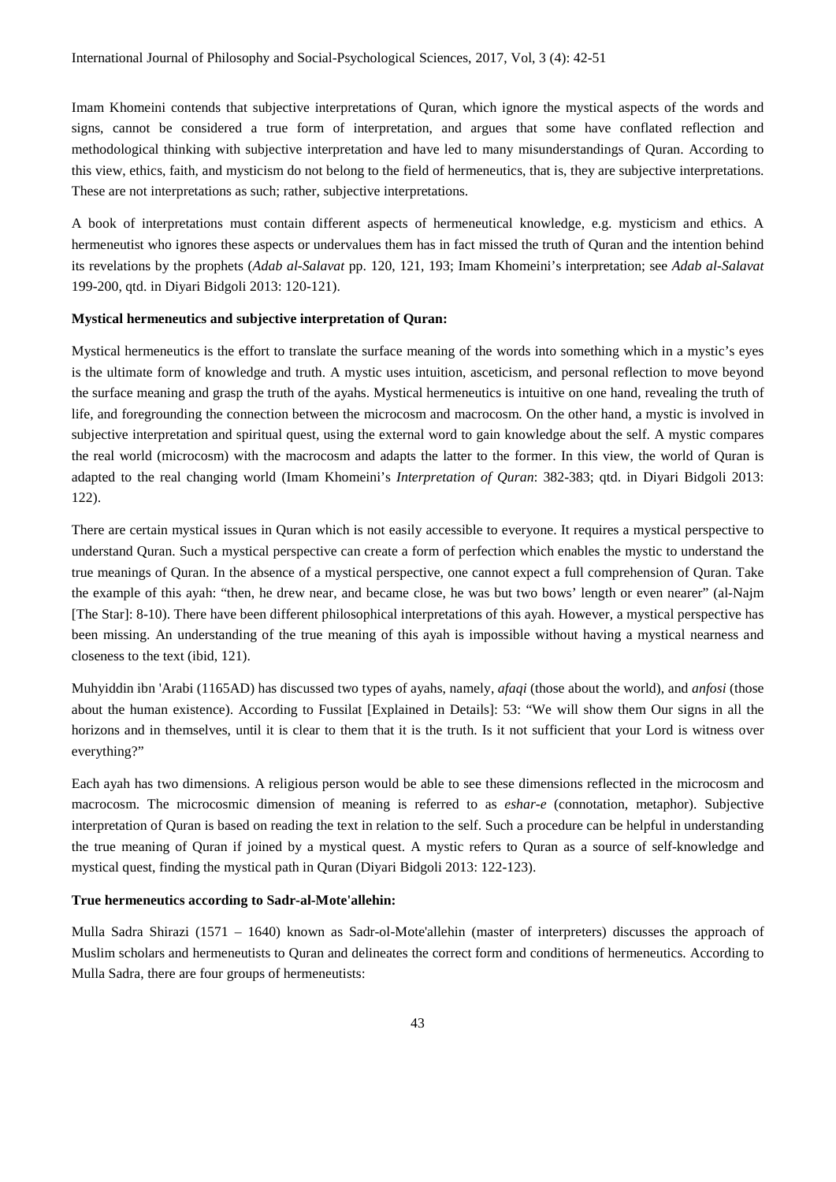Imam Khomeini contends that subjective interpretations of Quran, which ignore the mystical aspects of the words and signs, cannot be considered a true form of interpretation, and argues that some have conflated reflection and methodological thinking with subjective interpretation and have led to many misunderstandings of Quran. According to this view, ethics, faith, and mysticism do not belong to the field of hermeneutics, that is, they are subjective interpretations. These are not interpretations as such; rather, subjective interpretations.

A book of interpretations must contain different aspects of hermeneutical knowledge, e.g. mysticism and ethics. A hermeneutist who ignores these aspects or undervalues them has in fact missed the truth of Quran and the intention behind its revelations by the prophets (*Adab al-Salavat* pp. 120, 121, 193; Imam Khomeini's interpretation; see *Adab al-Salavat* 199-200, qtd. in Diyari Bidgoli 2013: 120-121).

**Mystical hermeneutics and subjective interpretation of Quran:**

Mystical hermeneutics is the effort to translate the surface meaning of the words into something which in a mystic's eyes is the ultimate form of knowledge and truth. A mystic uses intuition, asceticism, and personal reflection to move beyond the surface meaning and grasp the truth of the ayahs. Mystical hermeneutics is intuitive on one hand, revealing the truth of life, and foregrounding the connection between the microcosm and macrocosm. On the other hand, a mystic is involved in subjective interpretation and spiritual quest, using the external word to gain knowledge about the self. A mystic compares the real world (microcosm) with the macrocosm and adapts the latter to the former. In this view, the world of Quran is adapted to the real changing world (Imam Khomeini's *Interpretation of Quran*: 382-383; qtd. in Diyari Bidgoli 2013: 122).

There are certain mystical issues in Quran which is not easily accessible to everyone. It requires a mystical perspective to understand Quran. Such a mystical perspective can create a form of perfection which enables the mystic to understand the true meanings of Quran. In the absence of a mystical perspective, one cannot expect a full comprehension of Quran. Take the example of this ayah: "then, he drew near, and became close, he was but two bows' length or even nearer" (al-Najm [The Star]: 8-10). There have been different philosophical interpretations of this ayah. However, a mystical perspective has been missing. An understanding of the true meaning of this ayah is impossible without having a mystical nearness and closeness to the text (ibid, 121).

Muhyiddin ibn 'Arabi (1165AD) has discussed two types of ayahs, namely, *afaqi* (those about the world), and *anfosi* (those about the human existence). According to Fussilat [Explained in Details]: 53: "We will show them Our signs in all the horizons and in themselves, until it is clear to them that it is the truth. Is it not sufficient that your Lord is witness over everything?"

Each ayah has two dimensions. A religious person would be able to see these dimensions reflected in the microcosm and macrocosm. The microcosmic dimension of meaning is referred to as *eshar-e* (connotation, metaphor). Subjective interpretation of Quran is based on reading the text in relation to the self. Such a procedure can be helpful in understanding the true meaning of Quran if joined by a mystical quest. A mystic refers to Quran as a source of self-knowledge and mystical quest, finding the mystical path in Quran (Diyari Bidgoli 2013: 122-123).

**True hermeneutics according to Sadr-al-Mote'allehin:**

Mulla Sadra Shirazi (1571 – 1640) known as Sadr-ol-Mote'allehin (master of interpreters) discusses the approach of Muslim scholars and hermeneutists to Quran and delineates the correct form and conditions of hermeneutics. According to Mulla Sadra, there are four groups of hermeneutists: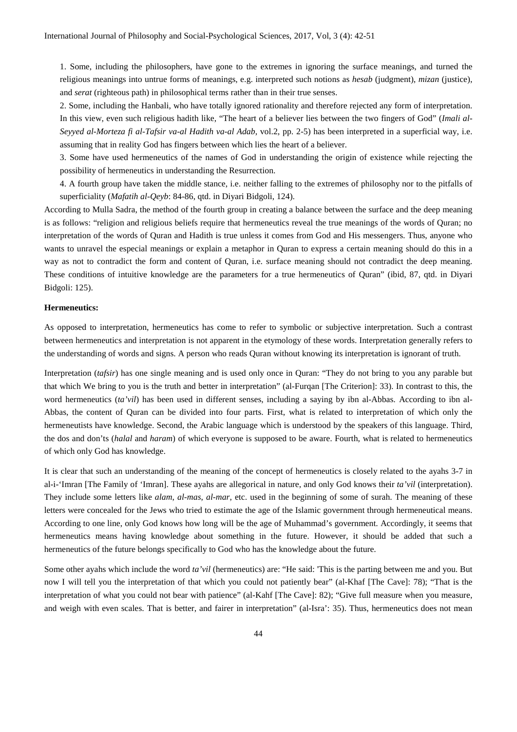1. Some, including the philosophers, have gone to the extremes in ignoring the surface meanings, and turned the religious meanings into untrue forms of meanings, e.g. interpreted such notions as *hesab* (judgment), *mizan* (justice), and *serat* (righteous path) in philosophical terms rather than in their true senses.

2. Some, including the Hanbali, who have totally ignored rationality and therefore rejected any form of interpretation. In this view, even such religious hadith like, "The heart of a believer lies between the two fingers of God" (*Imali al-Seyyed al-Morteza fi al-Tafsir va-al Hadith va-al Adab*, vol.2, pp. 2-5) has been interpreted in a superficial way, i.e. assuming that in reality God has fingers between which lies the heart of a believer.

3. Some have used hermeneutics of the names of God in understanding the origin of existence while rejecting the possibility of hermeneutics in understanding the Resurrection.

4. A fourth group have taken the middle stance, i.e. neither falling to the extremes of philosophy nor to the pitfalls of superficiality (*Mafatih al-Qeyb*: 84-86, qtd. in Diyari Bidgoli, 124).

According to Mulla Sadra, the method of the fourth group in creating a balance between the surface and the deep meaning is as follows: "religion and religious beliefs require that hermeneutics reveal the true meanings of the words of Quran; no interpretation of the words of Quran and Hadith is true unless it comes from God and His messengers. Thus, anyone who wants to unravel the especial meanings or explain a metaphor in Quran to express a certain meaning should do this in a way as not to contradict the form and content of Quran, i.e. surface meaning should not contradict the deep meaning. These conditions of intuitive knowledge are the parameters for a true hermeneutics of Quran" (ibid, 87, qtd. in Diyari Bidgoli: 125).

**Hermeneutics:**

As opposed to interpretation, hermeneutics has come to refer to symbolic or subjective interpretation. Such a contrast between hermeneutics and interpretation is not apparent in the etymology of these words. Interpretation generally refers to the understanding of words and signs. A person who reads Quran without knowing its interpretation is ignorant of truth.

Interpretation (*tafsir*) has one single meaning and is used only once in Quran: "They do not bring to you any parable but that which We bring to you is the truth and better in interpretation" (al-Furqan [The Criterion]: 33). In contrast to this, the word hermeneutics (*ta'vil*) has been used in different senses, including a saying by ibn al-Abbas. According to ibn al-Abbas, the content of Quran can be divided into four parts. First, what is related to interpretation of which only the hermeneutists have knowledge. Second, the Arabic language which is understood by the speakers of this language. Third, the dos and don'ts (*halal* and *haram*) of which everyone is supposed to be aware. Fourth, what is related to hermeneutics of which only God has knowledge.

It is clear that such an understanding of the meaning of the concept of hermeneutics is closely related to the ayahs 3-7 in al-i-'Imran [The Family of 'Imran]. These ayahs are allegorical in nature, and only God knows their *ta'vil* (interpretation). They include some letters like *alam*, *al-mas*, *al-mar*, etc. used in the beginning of some of surah. The meaning of these letters were concealed for the Jews who tried to estimate the age of the Islamic government through hermeneutical means. According to one line, only God knows how long will be the age of Muhammad's government. Accordingly, it seems that hermeneutics means having knowledge about something in the future. However, it should be added that such a hermeneutics of the future belongs specifically to God who has the knowledge about the future.

Some other ayahs which include the word *ta'vil* (hermeneutics) are: "He said: 'This is the parting between me and you. But now I will tell you the interpretation of that which you could not patiently bear" (al-Khaf [The Cave]: 78); "That is the interpretation of what you could not bear with patience" (al-Kahf [The Cave]: 82); "Give full measure when you measure, and weigh with even scales. That is better, and fairer in interpretation" (al-Isra': 35). Thus, hermeneutics does not mean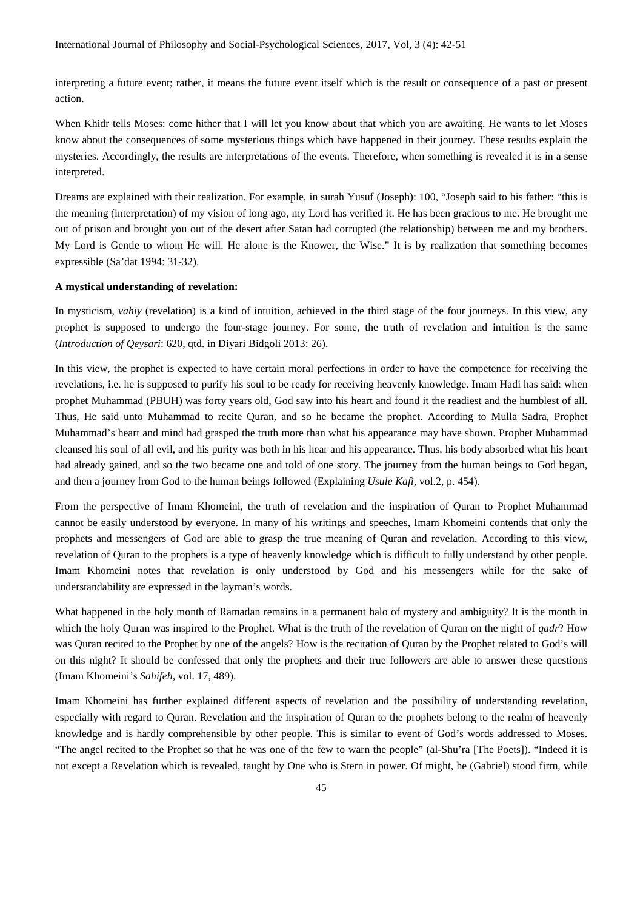interpreting a future event; rather, it means the future event itself which is the result or consequence of a past or present action.

When Khidr tells Moses: come hither that I will let you know about that which you are awaiting. He wants to let Moses know about the consequences of some mysterious things which have happened in their journey. These results explain the mysteries. Accordingly, the results are interpretations of the events. Therefore, when something is revealed it is in a sense interpreted.

Dreams are explained with their realization. For example, in surah Yusuf (Joseph): 100, "Joseph said to his father: "this is the meaning (interpretation) of my vision of long ago, my Lord has verified it. He has been gracious to me. He brought me out of prison and brought you out of the desert after Satan had corrupted (the relationship) between me and my brothers. My Lord is Gentle to whom He will. He alone is the Knower, the Wise." It is by realization that something becomes expressible (Sa'dat 1994: 31-32).

**A mystical understanding of revelation:**

In mysticism, *vahiy* (revelation) is a kind of intuition, achieved in the third stage of the four journeys. In this view, any prophet is supposed to undergo the four-stage journey. For some, the truth of revelation and intuition is the same (*Introduction of Qeysari*: 620, qtd. in Diyari Bidgoli 2013: 26).

In this view, the prophet is expected to have certain moral perfections in order to have the competence for receiving the revelations, i.e. he is supposed to purify his soul to be ready for receiving heavenly knowledge. Imam Hadi has said: when prophet Muhammad (PBUH) was forty years old, God saw into his heart and found it the readiest and the humblest of all. Thus, He said unto Muhammad to recite Quran, and so he became the prophet. According to Mulla Sadra, Prophet Muhammad's heart and mind had grasped the truth more than what his appearance may have shown. Prophet Muhammad cleansed his soul of all evil, and his purity was both in his hear and his appearance. Thus, his body absorbed what his heart had already gained, and so the two became one and told of one story. The journey from the human beings to God began, and then a journey from God to the human beings followed (Explaining *Usule Kafi*, vol.2, p. 454).

From the perspective of Imam Khomeini, the truth of revelation and the inspiration of Quran to Prophet Muhammad cannot be easily understood by everyone. In many of his writings and speeches, Imam Khomeini contends that only the prophets and messengers of God are able to grasp the true meaning of Quran and revelation. According to this view, revelation of Quran to the prophets is a type of heavenly knowledge which is difficult to fully understand by other people. Imam Khomeini notes that revelation is only understood by God and his messengers while for the sake of understandability are expressed in the layman's words.

What happened in the holy month of Ramadan remains in a permanent halo of mystery and ambiguity? It is the month in which the holy Quran was inspired to the Prophet. What is the truth of the revelation of Quran on the night of *qadr*? How was Quran recited to the Prophet by one of the angels? How is the recitation of Quran by the Prophet related to God's will on this night? It should be confessed that only the prophets and their true followers are able to answer these questions (Imam Khomeini's *Sahifeh*, vol. 17, 489).

Imam Khomeini has further explained different aspects of revelation and the possibility of understanding revelation, especially with regard to Quran. Revelation and the inspiration of Quran to the prophets belong to the realm of heavenly knowledge and is hardly comprehensible by other people. This is similar to event of God's words addressed to Moses. "The angel recited to the Prophet so that he was one of the few to warn the people" (al-Shu'ra [The Poets]). "Indeed it is not except a Revelation which is revealed, taught by One who is Stern in power. Of might, he (Gabriel) stood firm, while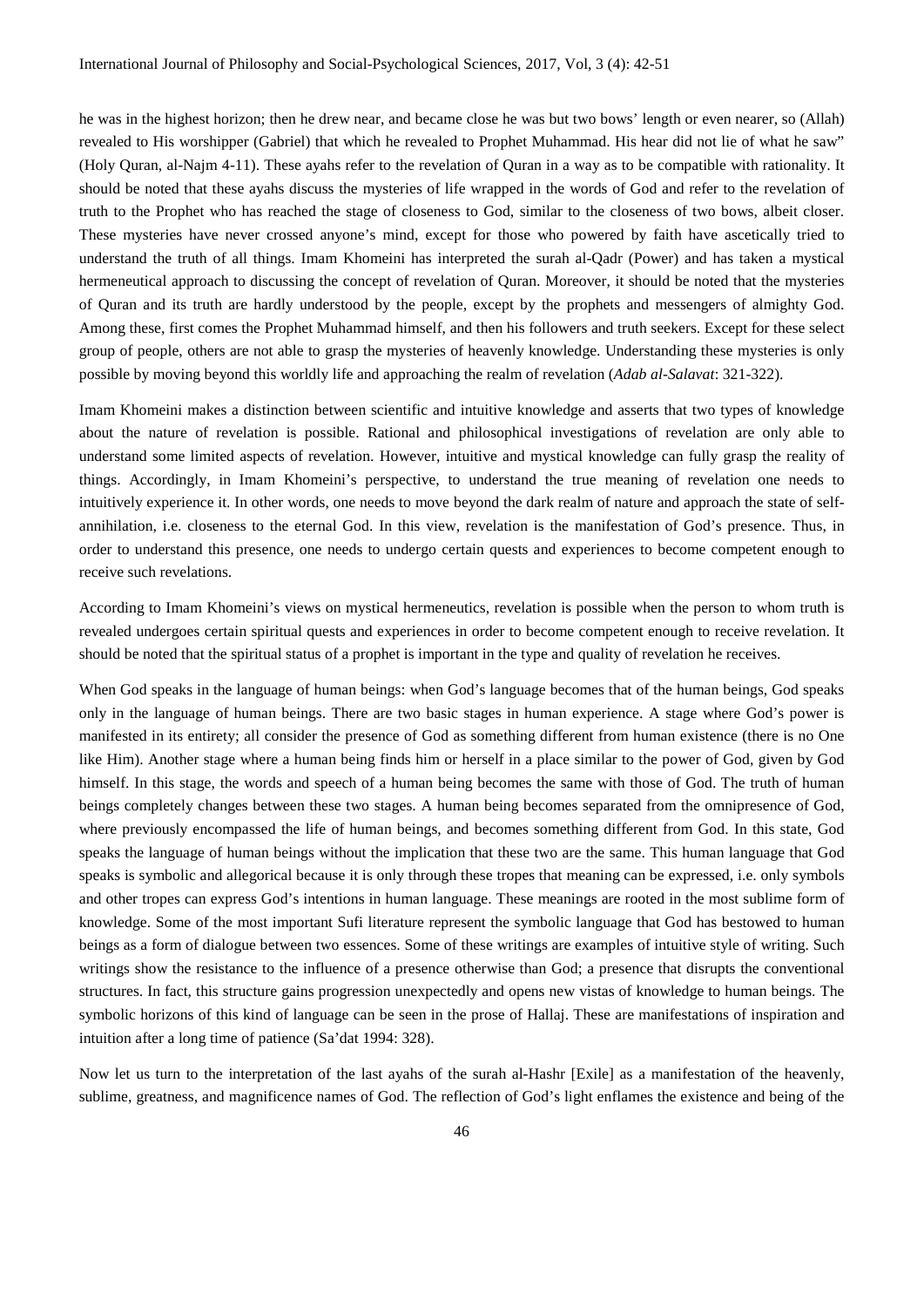he was in the highest horizon; then he drew near, and became close he was but two bows' length or even nearer, so (Allah) revealed to His worshipper (Gabriel) that which he revealed to Prophet Muhammad. His hear did not lie of what he saw" (Holy Quran, al-Najm 4-11). These ayahs refer to the revelation of Quran in a way as to be compatible with rationality. It should be noted that these ayahs discuss the mysteries of life wrapped in the words of God and refer to the revelation of truth to the Prophet who has reached the stage of closeness to God, similar to the closeness of two bows, albeit closer. These mysteries have never crossed anyone's mind, except for those who powered by faith have ascetically tried to understand the truth of all things. Imam Khomeini has interpreted the surah al-Qadr (Power) and has taken a mystical hermeneutical approach to discussing the concept of revelation of Quran. Moreover, it should be noted that the mysteries of Quran and its truth are hardly understood by the people, except by the prophets and messengers of almighty God. Among these, first comes the Prophet Muhammad himself, and then his followers and truth seekers. Except for these select group of people, others are not able to grasp the mysteries of heavenly knowledge. Understanding these mysteries is only possible by moving beyond this worldly life and approaching the realm of revelation (*Adab al-Salavat*: 321-322).

Imam Khomeini makes a distinction between scientific and intuitive knowledge and asserts that two types of knowledge about the nature of revelation is possible. Rational and philosophical investigations of revelation are only able to understand some limited aspects of revelation. However, intuitive and mystical knowledge can fully grasp the reality of things. Accordingly, in Imam Khomeini's perspective, to understand the true meaning of revelation one needs to intuitively experience it. In other words, one needs to move beyond the dark realm of nature and approach the state of self-annihilation, i.e. closeness to the eternal God. In this view, revelation is the manifestation of God's presence. Thus, in order to understand this presence, one needs to undergo certain quests and experiences to become competent enough to receive such revelations.

According to Imam Khomeini's views on mystical hermeneutics, revelation is possible when the person to whom truth is revealed undergoes certain spiritual quests and experiences in order to become competent enough to receive revelation. It should be noted that the spiritual status of a prophet is important in the type and quality of revelation he receives.

When God speaks in the language of human beings: when God's language becomes that of the human beings, God speaks only in the language of human beings. There are two basic stages in human experience. A stage where God's power is manifested in its entirety; all consider the presence of God as something different from human existence (there is no One like Him). Another stage where a human being finds him or herself in a place similar to the power of God, given by God himself. In this stage, the words and speech of a human being becomes the same with those of God. The truth of human beings completely changes between these two stages. A human being becomes separated from the omnipresence of God, where previously encompassed the life of human beings, and becomes something different from God. In this state, God speaks the language of human beings without the implication that these two are the same. This human language that God speaks is symbolic and allegorical because it is only through these tropes that meaning can be expressed, i.e. only symbols and other tropes can express God's intentions in human language. These meanings are rooted in the most sublime form of knowledge. Some of the most important Sufi literature represent the symbolic language that God has bestowed to human beings as a form of dialogue between two essences. Some of these writings are examples of intuitive style of writing. Such writings show the resistance to the influence of a presence otherwise than God; a presence that disrupts the conventional structures. In fact, this structure gains progression unexpectedly and opens new vistas of knowledge to human beings. The symbolic horizons of this kind of language can be seen in the prose of Hallaj. These are manifestations of inspiration and intuition after a long time of patience (Sa'dat 1994: 328).

Now let us turn to the interpretation of the last ayahs of the surah al-Hashr [Exile] as a manifestation of the heavenly, sublime, greatness, and magnificence names of God. The reflection of God's light enflames the existence and being of the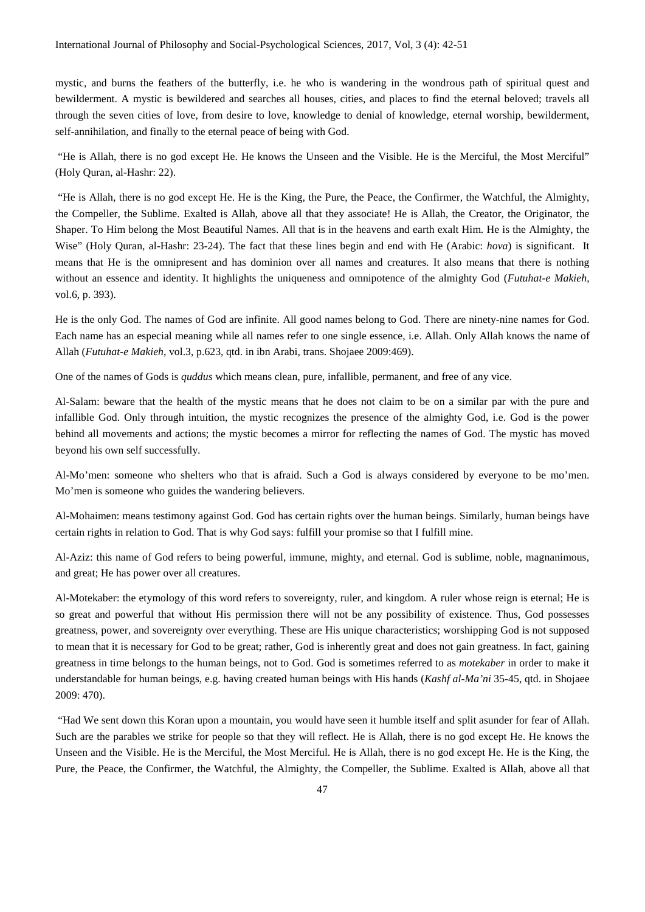mystic, and burns the feathers of the butterfly, i.e. he who is wandering in the wondrous path of spiritual quest and bewilderment. A mystic is bewildered and searches all houses, cities, and places to find the eternal beloved; travels all through the seven cities of love, from desire to love, knowledge to denial of knowledge, eternal worship, bewilderment, self-annihilation, and finally to the eternal peace of being with God.

"He is Allah, there is no god except He. He knows the Unseen and the Visible. He is the Merciful, the Most Merciful" (Holy Quran, al-Hashr: 22).

"He is Allah, there is no god except He. He is the King, the Pure, the Peace, the Confirmer, the Watchful, the Almighty, the Compeller, the Sublime. Exalted is Allah, above all that they associate! He is Allah, the Creator, the Originator, the Shaper. To Him belong the Most Beautiful Names. All that is in the heavens and earth exalt Him. He is the Almighty, the Wise" (Holy Quran, al-Hashr: 23-24). The fact that these lines begin and end with He (Arabic: *hova*) is significant. It means that He is the omnipresent and has dominion over all names and creatures. It also means that there is nothing without an essence and identity. It highlights the uniqueness and omnipotence of the almighty God (*Futuhat-e Makieh*, vol.6, p. 393).

He is the only God. The names of God are infinite. All good names belong to God. There are ninety-nine names for God. Each name has an especial meaning while all names refer to one single essence, i.e. Allah. Only Allah knows the name of Allah (*Futuhat-e Makieh*, vol.3, p.623, qtd. in ibn Arabi, trans. Shojaee 2009:469).

One of the names of Gods is *quddus* which means clean, pure, infallible, permanent, and free of any vice.

Al-Salam: beware that the health of the mystic means that he does not claim to be on a similar par with the pure and infallible God. Only through intuition, the mystic recognizes the presence of the almighty God, i.e. God is the power behind all movements and actions; the mystic becomes a mirror for reflecting the names of God. The mystic has moved beyond his own self successfully.

Al-Mo'men: someone who shelters who that is afraid. Such a God is always considered by everyone to be mo'men. Mo'men is someone who guides the wandering believers.

Al-Mohaimen: means testimony against God. God has certain rights over the human beings. Similarly, human beings have certain rights in relation to God. That is why God says: fulfill your promise so that I fulfill mine.

Al-Aziz: this name of God refers to being powerful, immune, mighty, and eternal. God is sublime, noble, magnanimous, and great; He has power over all creatures.

Al-Motekaber: the etymology of this word refers to sovereignty, ruler, and kingdom. A ruler whose reign is eternal; He is so great and powerful that without His permission there will not be any possibility of existence. Thus, God possesses greatness, power, and sovereignty over everything. These are His unique characteristics; worshipping God is not supposed to mean that it is necessary for God to be great; rather, God is inherently great and does not gain greatness. In fact, gaining greatness in time belongs to the human beings, not to God. God is sometimes referred to as *motekaber* in order to make it understandable for human beings, e.g. having created human beings with His hands (*Kashf al-Ma'ni* 35-45, qtd. in Shojaee 2009: 470).

"Had We sent down this Koran upon a mountain, you would have seen it humble itself and split asunder for fear of Allah. Such are the parables we strike for people so that they will reflect. He is Allah, there is no god except He. He knows the Unseen and the Visible. He is the Merciful, the Most Merciful. He is Allah, there is no god except He. He is the King, the Pure, the Peace, the Confirmer, the Watchful, the Almighty, the Compeller, the Sublime. Exalted is Allah, above all that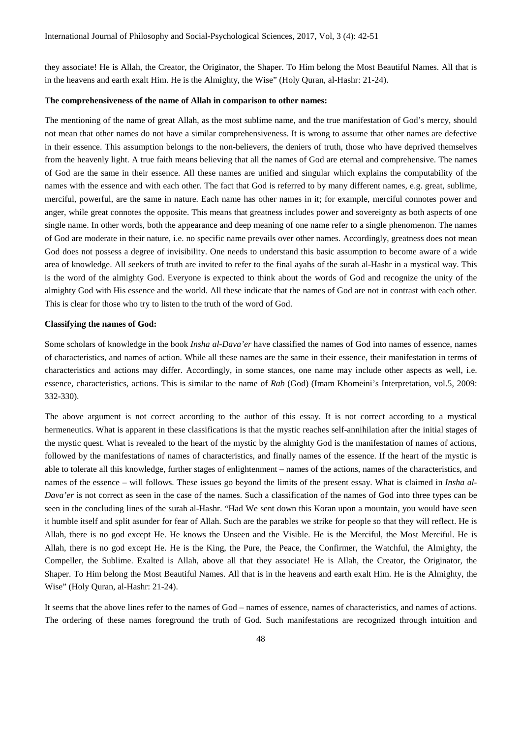they associate! He is Allah, the Creator, the Originator, the Shaper. To Him belong the Most Beautiful Names. All that is in the heavens and earth exalt Him. He is the Almighty, the Wise" (Holy Quran, al-Hashr: 21-24).

### The comprehensiveness of the name of Allah in comparison to other names:

The mentioning of the name of great Allah, as the most sublime name, and the true manifestation of God's mercy, should not mean that other names do not have a similar comprehensiveness. It is wrong to assume that other names are defective in their essence. This assumption belongs to the non-believers, the deniers of truth, those who have deprived themselves from the heavenly light. A true faith means believing that all the names of God are eternal and comprehensive. The names of God are the same in their essence. All these names are unified and singular which explains the computability of the names with the essence and with each other. The fact that God is referred to by many different names, e.g. great, sublime, merciful, powerful, are the same in nature. Each name has other names in it; for example, merciful connotes power and anger, while great connotes the opposite. This means that greatness includes power and sovereignty as both aspects of one single name. In other words, both the appearance and deep meaning of one name refer to a single phenomenon. The names of God are moderate in their nature, i.e. no specific name prevails over other names. Accordingly, greatness does not mean God does not possess a degree of invisibility. One needs to understand this basic assumption to become aware of a wide area of knowledge. All seekers of truth are invited to refer to the final ayahs of the surah al-Hashr in a mystical way. This is the word of the almighty God. Everyone is expected to think about the words of God and recognize the unity of the almighty God with His essence and the world. All these indicate that the names of God are not in contrast with each other. This is clear for those who try to listen to the truth of the word of God.

### Classifying the names of God:

Some scholars of knowledge in the book *Insha al-Dava'er* have classified the names of God into names of essence, names of characteristics, and names of action. While all these names are the same in their essence, their manifestation in terms of characteristics and actions may differ. Accordingly, in some stances, one name may include other aspects as well, i.e. essence, characteristics, actions. This is similar to the name of *Rab* (God) (Imam Khomeini's Interpretation, vol.5, 2009: 332-330).

The above argument is not correct according to the author of this essay. It is not correct according to a mystical hermeneutics. What is apparent in these classifications is that the mystic reaches self-annihilation after the initial stages of the mystic quest. What is revealed to the heart of the mystic by the almighty God is the manifestation of names of actions, followed by the manifestations of names of characteristics, and finally names of the essence. If the heart of the mystic is able to tolerate all this knowledge, further stages of enlightenment – names of the actions, names of the characteristics, and names of the essence – will follows. These issues go beyond the limits of the present essay. What is claimed in *Insha al-Dava'er* is not correct as seen in the case of the names. Such a classification of the names of God into three types can be seen in the concluding lines of the surah al-Hashr. "Had We sent down this Koran upon a mountain, you would have seen it humble itself and split asunder for fear of Allah. Such are the parables we strike for people so that they will reflect. He is Allah, there is no god except He. He knows the Unseen and the Visible. He is the Merciful, the Most Merciful. He is Allah, there is no god except He. He is the King, the Pure, the Peace, the Confirmer, the Watchful, the Almighty, the Compeller, the Sublime. Exalted is Allah, above all that they associate! He is Allah, the Creator, the Originator, the Shaper. To Him belong the Most Beautiful Names. All that is in the heavens and earth exalt Him. He is the Almighty, the Wise" (Holy Quran, al-Hashr: 21-24).

It seems that the above lines refer to the names of God – names of essence, names of characteristics, and names of actions. The ordering of these names foreground the truth of God. Such manifestations are recognized through intuition and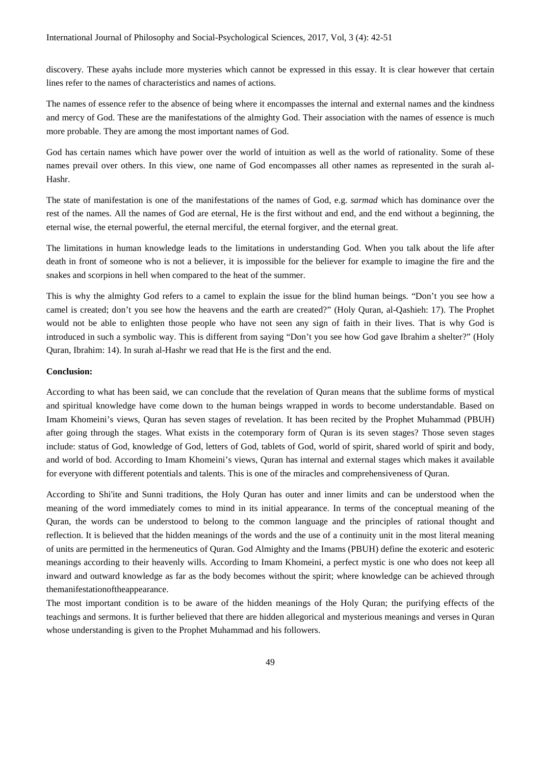discovery. These ayahs include more mysteries which cannot be expressed in this essay. It is clear however that certain lines refer to the names of characteristics and names of actions.

The names of essence refer to the absence of being where it encompasses the internal and external names and the kindness and mercy of God. These are the manifestations of the almighty God. Their association with the names of essence is much more probable. They are among the most important names of God.

God has certain names which have power over the world of intuition as well as the world of rationality. Some of these names prevail over others. In this view, one name of God encompasses all other names as represented in the surah al-Hashr.

The state of manifestation is one of the manifestations of the names of God, e.g. *sarmad* which has dominance over the rest of the names. All the names of God are eternal, He is the first without and end, and the end without a beginning, the eternal wise, the eternal powerful, the eternal merciful, the eternal forgiver, and the eternal great.

The limitations in human knowledge leads to the limitations in understanding God. When you talk about the life after death in front of someone who is not a believer, it is impossible for the believer for example to imagine the fire and the snakes and scorpions in hell when compared to the heat of the summer.

This is why the almighty God refers to a camel to explain the issue for the blind human beings. "Don't you see how a camel is created; don't you see how the heavens and the earth are created?" (Holy Quran, al-Qashieh: 17). The Prophet would not be able to enlighten those people who have not seen any sign of faith in their lives. That is why God is introduced in such a symbolic way. This is different from saying "Don't you see how God gave Ibrahim a shelter?" (Holy Quran, Ibrahim: 14). In surah al-Hashr we read that He is the first and the end.

**Conclusion:**

According to what has been said, we can conclude that the revelation of Quran means that the sublime forms of mystical and spiritual knowledge have come down to the human beings wrapped in words to become understandable. Based on Imam Khomeini's views, Quran has seven stages of revelation. It has been recited by the Prophet Muhammad (PBUH) after going through the stages. What exists in the cotemporary form of Quran is its seven stages? Those seven stages include: status of God, knowledge of God, letters of God, tablets of God, world of spirit, shared world of spirit and body, and world of bod. According to Imam Khomeini's views, Quran has internal and external stages which makes it available for everyone with different potentials and talents. This is one of the miracles and comprehensiveness of Quran.

According to Shi'ite and Sunni traditions, the Holy Quran has outer and inner limits and can be understood when the meaning of the word immediately comes to mind in its initial appearance. In terms of the conceptual meaning of the Quran, the words can be understood to belong to the common language and the principles of rational thought and reflection. It is believed that the hidden meanings of the words and the use of a continuity unit in the most literal meaning of units are permitted in the hermeneutics of Quran. God Almighty and the Imams (PBUH) define the exoteric and esoteric meanings according to their heavenly wills. According to Imam Khomeini, a perfect mystic is one who does not keep all inward and outward knowledge as far as the body becomes without the spirit; where knowledge can be achieved through themanifestationoftheappearance.

The most important condition is to be aware of the hidden meanings of the Holy Quran; the purifying effects of the teachings and sermons. It is further believed that there are hidden allegorical and mysterious meanings and verses in Quran whose understanding is given to the Prophet Muhammad and his followers.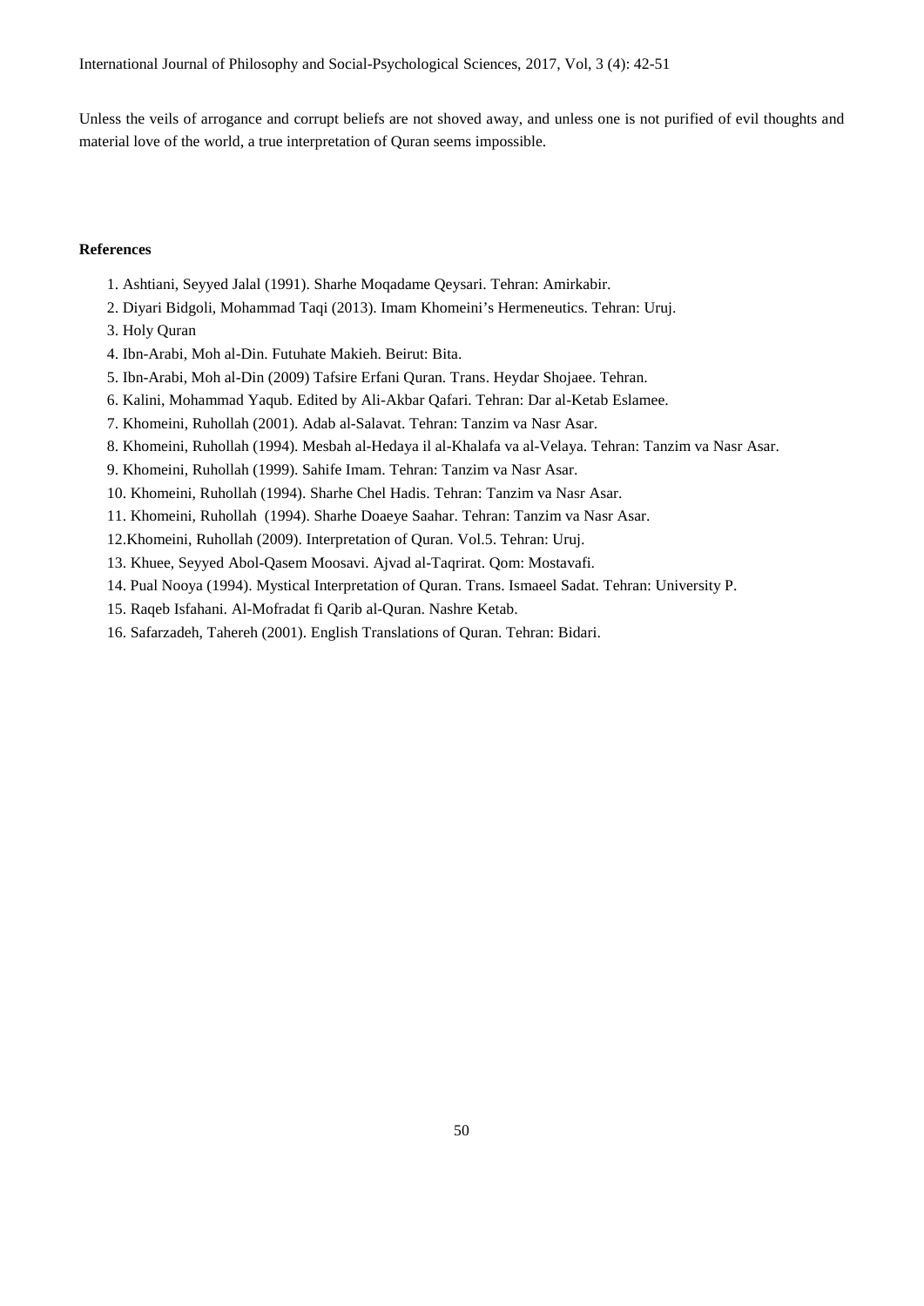Unless the veils of arrogance and corrupt beliefs are not shoved away, and unless one is not purified of evil thoughts and material love of the world, a true interpretation of Quran seems impossible.

**References**

1. Ashtiani, Seyyed Jalal (1991). Sharhe Moqadame Qeysari. Tehran: Amirkabir.
2. Diyari Bidgoli, Mohammad Taqi (2013). Imam Khomeini's Hermeneutics. Tehran: Uruj.
3. Holy Quran
4. Ibn-Arabi, Moh al-Din. Futuhate Makieh. Beirut: Bita.
5. Ibn-Arabi, Moh al-Din (2009) Tafsire Erfani Quran. Trans. Heydar Shojaee. Tehran.
6. Kalini, Mohammad Yaqub. Edited by Ali-Akbar Qafari. Tehran: Dar al-Ketab Eslamee.
7. Khomeini, Ruhollah (2001). Adab al-Salavat. Tehran: Tanzim va Nasr Asar.
8. Khomeini, Ruhollah (1994). Mesbah al-Hedaya il al-Khalafa va al-Velaya. Tehran: Tanzim va Nasr Asar.
9. Khomeini, Ruhollah (1999). Sahife Imam. Tehran: Tanzim va Nasr Asar.
10. Khomeini, Ruhollah (1994). Sharhe Chel Hadis. Tehran: Tanzim va Nasr Asar.
11. Khomeini, Ruhollah (1994). Sharhe Doaeye Saahar. Tehran: Tanzim va Nasr Asar.
12. Khomeini, Ruhollah (2009). Interpretation of Quran. Vol.5. Tehran: Uruj.
13. Khuee, Seyyed Abol-Qasem Moosavi. Ajvad al-Taqrirat. Qom: Mostavafi.
14. Pual Nooya (1994). Mystical Interpretation of Quran. Trans. Ismaeel Sadat. Tehran: University P.
15. Raqeb Isfahani. Al-Mofradat fi Qarib al-Quran. Nashre Ketab.
16. Safarzadeh, Tahereh (2001). English Translations of Quran. Tehran: Bidari.